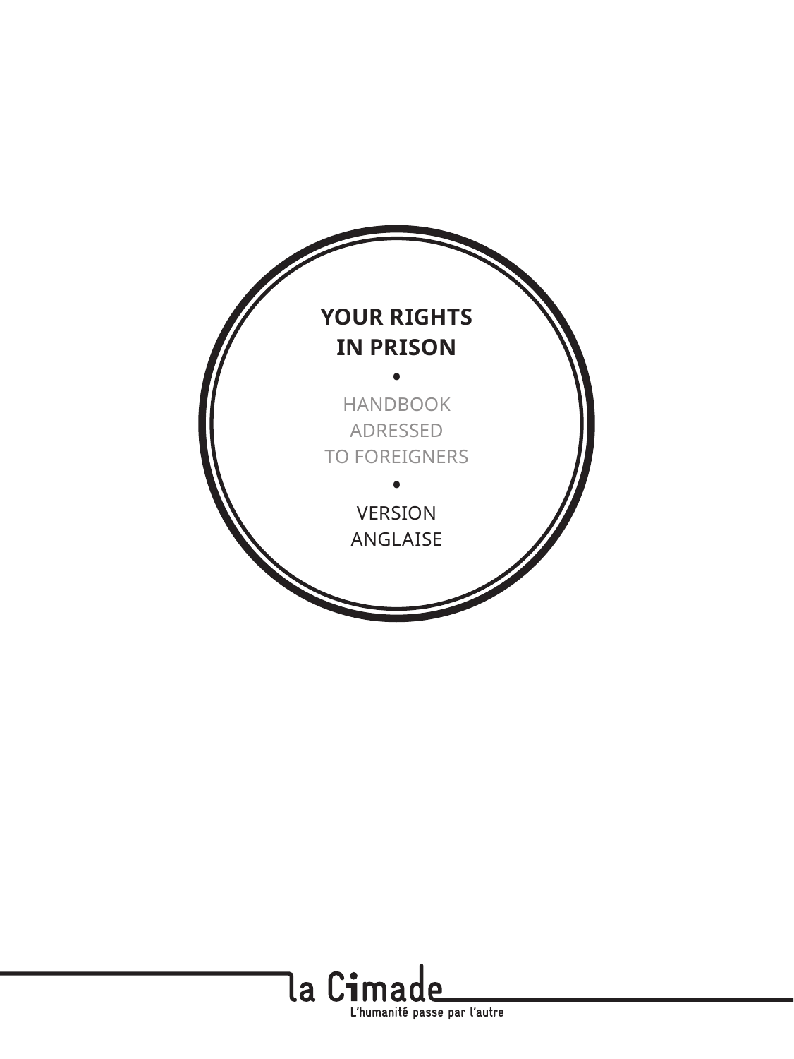# YOUR RIGHTS IN PRISON

•

HANDBOOK ADRESSED TO FOREIGNERS

•

VERSION ANGLAISE

la Cimade

L'humanité passe par l'autre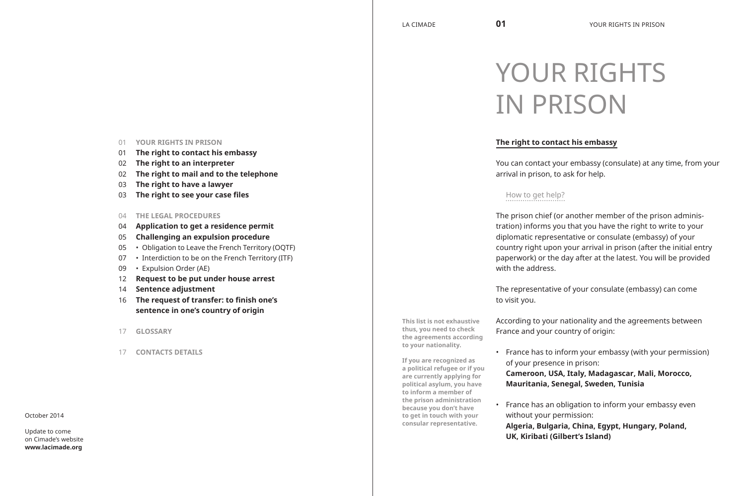| | |
|---|---|
| 01 | **YOUR RIGHTS IN PRISON** |
| 01 | **The right to contact his embassy** |
| 02 | **The right to an interpreter** |
| 02 | **The right to mail and to the telephone** |
| 03 | **The right to have a lawyer** |
| 03 | **The right to see your case files** |
| 04 | **THE LEGAL PROCEDURES** |
| 04 | **Application to get a residence permit** |
| 05 | **Challenging an expulsion procedure** |
| 05 | • Obligation to Leave the French Territory (OQTF) |
| 07 | • Interdiction to be on the French Territory (ITF) |
| 09 | • Expulsion Order (AE) |
| 12 | **Request to be put under house arrest** |
| 14 | **Sentence adjustment** |
| 16 | **The request of transfer: to finish one's sentence in one's country of origin** |
| 17 | **GLOSSARY** |
| 17 | **CONTACTS DETAILS** |

October 2014

Update to come on Cimade's website **www.lacimade.org**

# YOUR RIGHTS IN PRISON

## The right to contact his embassy

You can contact your embassy (consulate) at any time, from your arrival in prison, to ask for help.

How to get help?

The prison chief (or another member of the prison administration) informs you that you have the right to write to your diplomatic representative or consulate (embassy) of your country right upon your arrival in prison (after the initial entry paperwork) or the day after at the latest. You will be provided with the address.

The representative of your consulate (embassy) can come to visit you.

**This list is not exhaustive thus, you need to check the agreements according to your nationality.**

**If you are recognized as a political refugee or if you are currently applying for political asylum, you have to inform a member of the prison administration because you don't have to get in touch with your consular representative.**

According to your nationality and the agreements between France and your country of origin:

- France has to inform your embassy (with your permission) of your presence in prison:
  **Cameroon, USA, Italy, Madagascar, Mali, Morocco, Mauritania, Senegal, Sweden, Tunisia**
- France has an obligation to inform your embassy even without your permission:
  **Algeria, Bulgaria, China, Egypt, Hungary, Poland, UK, Kiribati (Gilbert's Island)**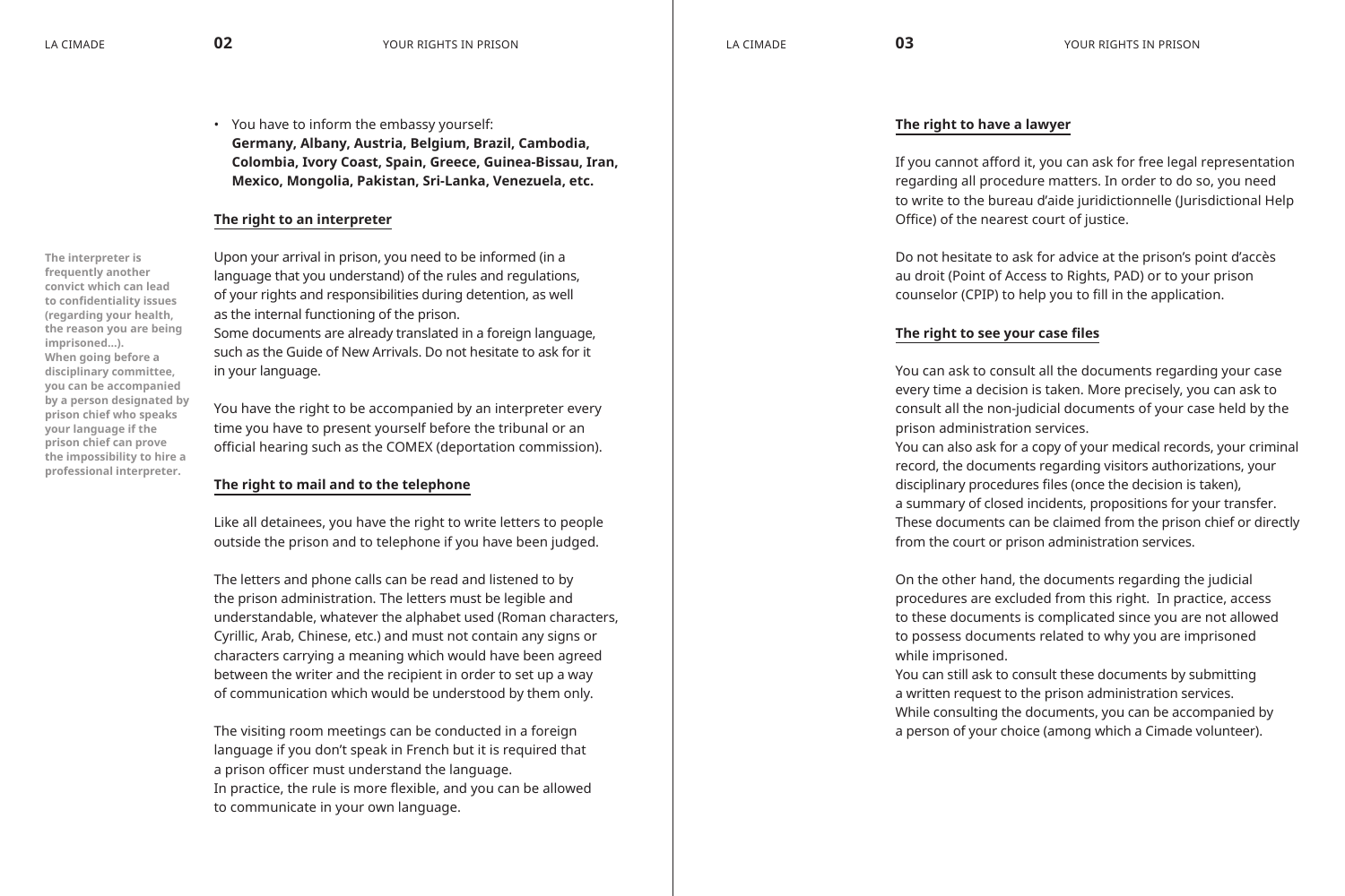- You have to inform the embassy yourself: **Germany, Albany, Austria, Belgium, Brazil, Cambodia, Colombia, Ivory Coast, Spain, Greece, Guinea-Bissau, Iran, Mexico, Mongolia, Pakistan, Sri-Lanka, Venezuela, etc.**

## The right to an interpreter

**The interpreter is frequently another convict which can lead to confidentiality issues (regarding your health, the reason you are being imprisoned…). When going before a disciplinary committee, you can be accompanied by a person designated by prison chief who speaks your language if the prison chief can prove the impossibility to hire a professional interpreter.**

Upon your arrival in prison, you need to be informed (in a language that you understand) of the rules and regulations, of your rights and responsibilities during detention, as well as the internal functioning of the prison.
Some documents are already translated in a foreign language, such as the Guide of New Arrivals. Do not hesitate to ask for it in your language.

You have the right to be accompanied by an interpreter every time you have to present yourself before the tribunal or an official hearing such as the COMEX (deportation commission).

## The right to mail and to the telephone

Like all detainees, you have the right to write letters to people outside the prison and to telephone if you have been judged.

The letters and phone calls can be read and listened to by the prison administration. The letters must be legible and understandable, whatever the alphabet used (Roman characters, Cyrillic, Arab, Chinese, etc.) and must not contain any signs or characters carrying a meaning which would have been agreed between the writer and the recipient in order to set up a way of communication which would be understood by them only.

The visiting room meetings can be conducted in a foreign language if you don't speak in French but it is required that a prison officer must understand the language.
In practice, the rule is more flexible, and you can be allowed to communicate in your own language.

## The right to have a lawyer

If you cannot afford it, you can ask for free legal representation regarding all procedure matters. In order to do so, you need to write to the bureau d'aide juridictionnelle (Jurisdictional Help Office) of the nearest court of justice.

Do not hesitate to ask for advice at the prison's point d'accès au droit (Point of Access to Rights, PAD) or to your prison counselor (CPIP) to help you to fill in the application.

## The right to see your case files

You can ask to consult all the documents regarding your case every time a decision is taken. More precisely, you can ask to consult all the non-judicial documents of your case held by the prison administration services.
You can also ask for a copy of your medical records, your criminal record, the documents regarding visitors authorizations, your disciplinary procedures files (once the decision is taken), a summary of closed incidents, propositions for your transfer. These documents can be claimed from the prison chief or directly from the court or prison administration services.

On the other hand, the documents regarding the judicial procedures are excluded from this right. In practice, access to these documents is complicated since you are not allowed to possess documents related to why you are imprisoned while imprisoned.
You can still ask to consult these documents by submitting a written request to the prison administration services.
While consulting the documents, you can be accompanied by a person of your choice (among which a Cimade volunteer).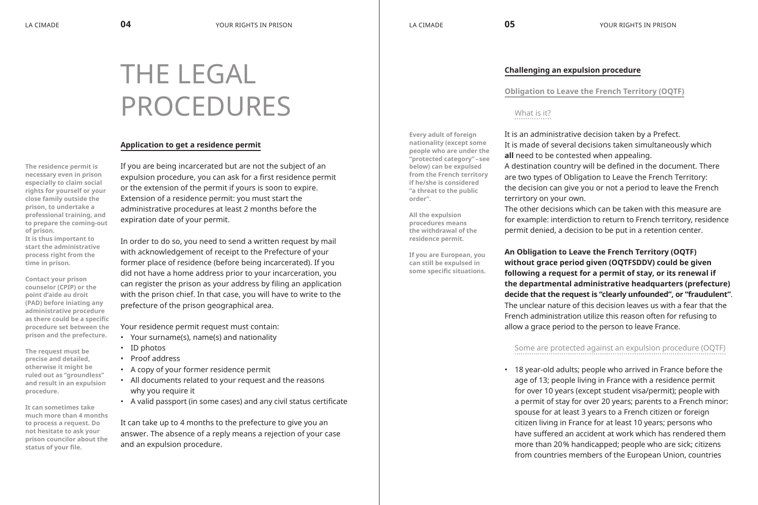# THE LEGAL PROCEDURES

## Application to get a residence permit

**The residence permit is necessary even in prison especially to claim social rights for yourself or your close family outside the prison, to undertake a professional training, and to prepare the coming-out of prison.**
**It is thus important to start the administrative process right from the time in prison.**

**Contact your prison counselor (CPIP) or the point d'aide au droit (PAD) before iniating any administrative procedure as there could be a specific procedure set between the prison and the prefecture.**

**The request must be precise and detailed, otherwise it might be ruled out as "groundless" and result in an expulsion procedure.**

**It can sometimes take much more than 4 months to process a request. Do not hesitate to ask your prison councilor about the status of your file.**

If you are being incarcerated but are not the subject of an expulsion procedure, you can ask for a first residence permit or the extension of the permit if yours is soon to expire. Extension of a residence permit: you must start the administrative procedures at least 2 months before the expiration date of your permit.

In order to do so, you need to send a written request by mail with acknowledgement of receipt to the Prefecture of your former place of residence (before being incarcerated). If you did not have a home address prior to your incarceration, you can register the prison as your address by filing an application with the prison chief. In that case, you will have to write to the prefecture of the prison geographical area.

Your residence permit request must contain:

- Your surname(s), name(s) and nationality
- ID photos
- Proof address
- A copy of your former residence permit
- All documents related to your request and the reasons why you require it
- A valid passport (in some cases) and any civil status certificate

It can take up to 4 months to the prefecture to give you an answer. The absence of a reply means a rejection of your case and an expulsion procedure.

## Challenging an expulsion procedure

### Obligation to Leave the French Territory (OQTF)

#### What is it?

**Every adult of foreign nationality (except some people who are under the "protected category" – see below) can be expulsed from the French territory if he/she is considered "a threat to the public order".**

**All the expulsion procedures means the withdrawal of the residence permit.**

**If you are European, you can still be expulsed in some specific situations.**

It is an administrative decision taken by a Prefect.
It is made of several decisions taken simultaneously which **all** need to be contested when appealing.
A destination country will be defined in the document. There are two types of Obligation to Leave the French Territory: the decision can give you or not a period to leave the French terrirtory on your own.
The other decisions which can be taken with this measure are for example: interdiction to return to French territory, residence permit denied, a decision to be put in a retention center.

**An Obligation to Leave the French Territory (OQTF) without grace period given (OQTFSDDV) could be given following a request for a permit of stay, or its renewal if the departmental administrative headquarters (prefecture) decide that the request is "clearly unfounded", or "fraudulent"**. The unclear nature of this decision leaves us with a fear that the French administration utilize this reason often for refusing to allow a grace period to the person to leave France.

#### Some are protected against an expulsion procedure (OQTF)

- 18 year-old adults; people who arrived in France before the age of 13; people living in France with a residence permit for over 10 years (except student visa/permit); people with a permit of stay for over 20 years; parents to a French minor: spouse for at least 3 years to a French citizen or foreign citizen living in France for at least 10 years; persons who have suffered an accident at work which has rendered them more than 20 % handicapped; people who are sick; citizens from countries members of the European Union, countries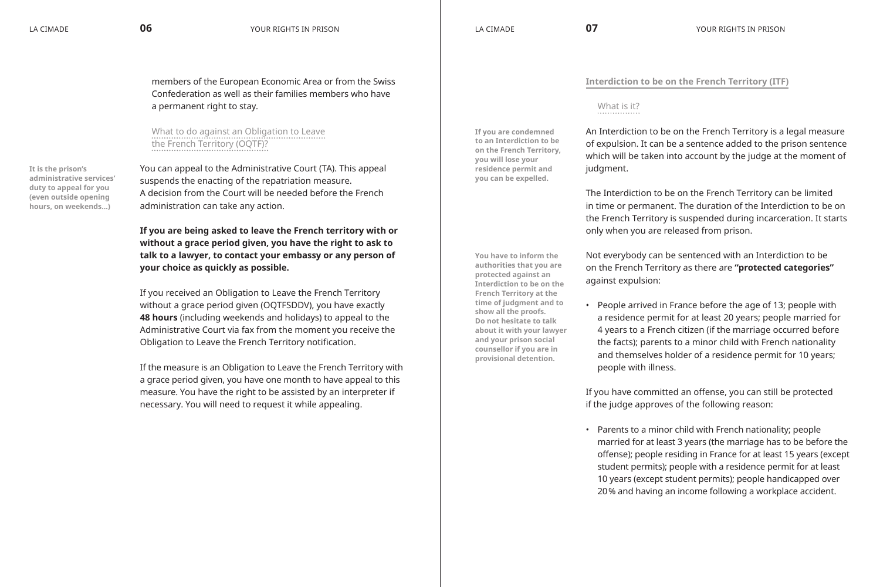members of the European Economic Area or from the Swiss Confederation as well as their families members who have a permanent right to stay.

### What to do against an Obligation to Leave the French Territory (OQTF)?

**It is the prison's administrative services' duty to appeal for you (even outside opening hours, on weekends…)**

You can appeal to the Administrative Court (TA). This appeal suspends the enacting of the repatriation measure.
A decision from the Court will be needed before the French administration can take any action.

**If you are being asked to leave the French territory with or without a grace period given, you have the right to ask to talk to a lawyer, to contact your embassy or any person of your choice as quickly as possible.**

If you received an Obligation to Leave the French Territory without a grace period given (OQTFSDDV), you have exactly **48 hours** (including weekends and holidays) to appeal to the Administrative Court via fax from the moment you receive the Obligation to Leave the French Territory notification.

If the measure is an Obligation to Leave the French Territory with a grace period given, you have one month to have appeal to this measure. You have the right to be assisted by an interpreter if necessary. You will need to request it while appealing.

## Interdiction to be on the French Territory (ITF)

### What is it?

**If you are condemned to an Interdiction to be on the French Territory, you will lose your residence permit and you can be expelled.**

An Interdiction to be on the French Territory is a legal measure of expulsion. It can be a sentence added to the prison sentence which will be taken into account by the judge at the moment of judgment.

The Interdiction to be on the French Territory can be limited in time or permanent. The duration of the Interdiction to be on the French Territory is suspended during incarceration. It starts only when you are released from prison.

**You have to inform the authorities that you are protected against an Interdiction to be on the French Territory at the time of judgment and to show all the proofs. Do not hesitate to talk about it with your lawyer and your prison social counsellor if you are in provisional detention.**

Not everybody can be sentenced with an Interdiction to be on the French Territory as there are **"protected categories"** against expulsion:

- People arrived in France before the age of 13; people with a residence permit for at least 20 years; people married for 4 years to a French citizen (if the marriage occurred before the facts); parents to a minor child with French nationality and themselves holder of a residence permit for 10 years; people with illness.

If you have committed an offense, you can still be protected if the judge approves of the following reason:

- Parents to a minor child with French nationality; people married for at least 3 years (the marriage has to be before the offense); people residing in France for at least 15 years (except student permits); people with a residence permit for at least 10 years (except student permits); people handicapped over 20% and having an income following a workplace accident.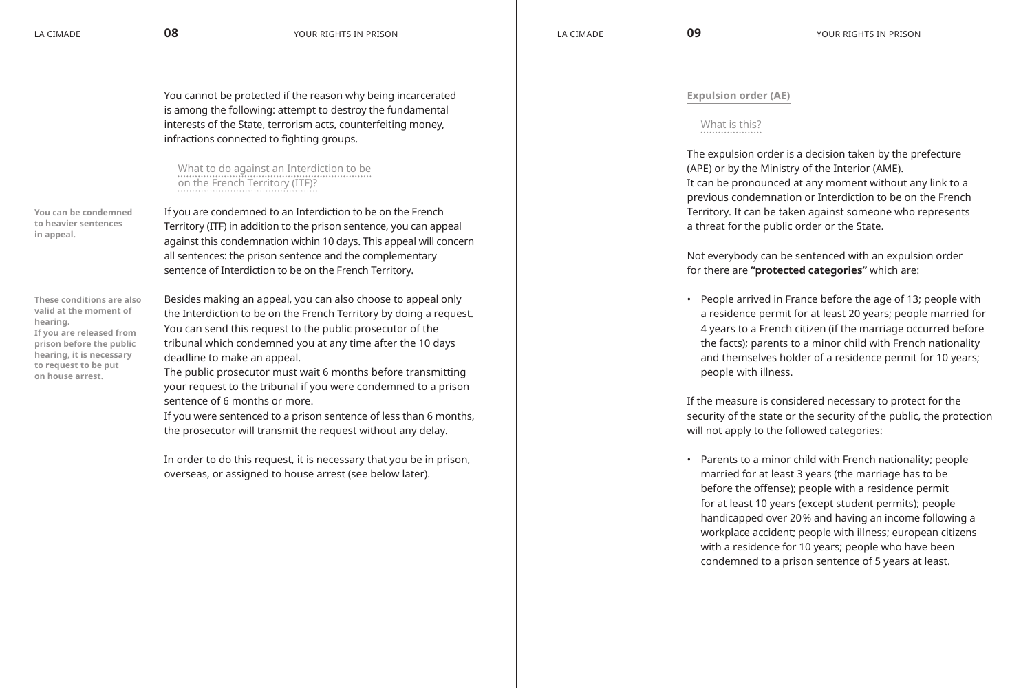You cannot be protected if the reason why being incarcerated is among the following: attempt to destroy the fundamental interests of the State, terrorism acts, counterfeiting money, infractions connected to fighting groups.

### What to do against an Interdiction to be on the French Territory (ITF)?

**You can be condemned to heavier sentences in appeal.**

If you are condemned to an Interdiction to be on the French Territory (ITF) in addition to the prison sentence, you can appeal against this condemnation within 10 days. This appeal will concern all sentences: the prison sentence and the complementary sentence of Interdiction to be on the French Territory.

**These conditions are also valid at the moment of hearing. If you are released from prison before the public hearing, it is necessary to request to be put on house arrest.**

Besides making an appeal, you can also choose to appeal only the Interdiction to be on the French Territory by doing a request. You can send this request to the public prosecutor of the tribunal which condemned you at any time after the 10 days deadline to make an appeal.
The public prosecutor must wait 6 months before transmitting your request to the tribunal if you were condemned to a prison sentence of 6 months or more.
If you were sentenced to a prison sentence of less than 6 months, the prosecutor will transmit the request without any delay.

In order to do this request, it is necessary that you be in prison, overseas, or assigned to house arrest (see below later).

## Expulsion order (AE)

### What is this?

The expulsion order is a decision taken by the prefecture (APE) or by the Ministry of the Interior (AME).
It can be pronounced at any moment without any link to a previous condemnation or Interdiction to be on the French Territory. It can be taken against someone who represents a threat for the public order or the State.

Not everybody can be sentenced with an expulsion order for there are **"protected categories"** which are:

- People arrived in France before the age of 13; people with a residence permit for at least 20 years; people married for 4 years to a French citizen (if the marriage occurred before the facts); parents to a minor child with French nationality and themselves holder of a residence permit for 10 years; people with illness.

If the measure is considered necessary to protect for the security of the state or the security of the public, the protection will not apply to the followed categories:

- Parents to a minor child with French nationality; people married for at least 3 years (the marriage has to be before the offense); people with a residence permit for at least 10 years (except student permits); people handicapped over 20% and having an income following a workplace accident; people with illness; european citizens with a residence for 10 years; people who have been condemned to a prison sentence of 5 years at least.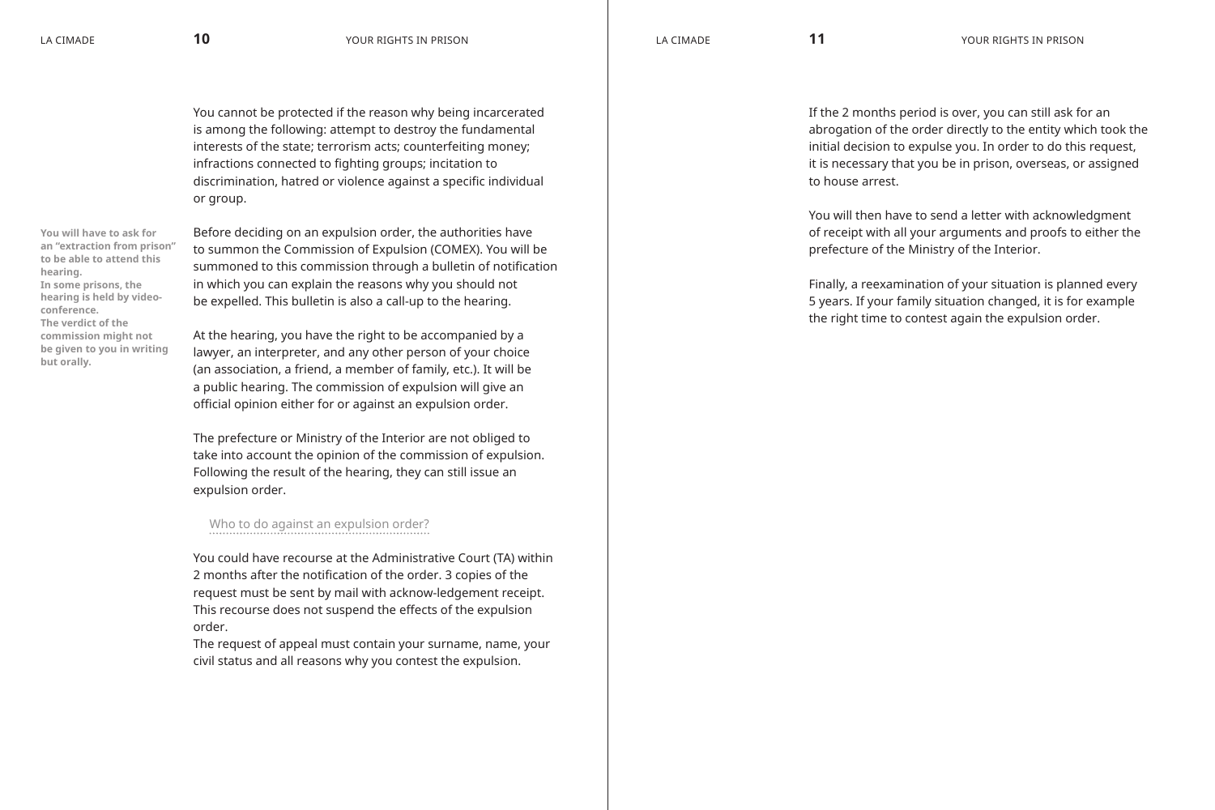You cannot be protected if the reason why being incarcerated is among the following: attempt to destroy the fundamental interests of the state; terrorism acts; counterfeiting money; infractions connected to fighting groups; incitation to discrimination, hatred or violence against a specific individual or group.

**You will have to ask for an "extraction from prison" to be able to attend this hearing.**
**In some prisons, the hearing is held by video-conference.**
**The verdict of the commission might not be given to you in writing but orally.**

Before deciding on an expulsion order, the authorities have to summon the Commission of Expulsion (COMEX). You will be summoned to this commission through a bulletin of notification in which you can explain the reasons why you should not be expelled. This bulletin is also a call-up to the hearing.

At the hearing, you have the right to be accompanied by a lawyer, an interpreter, and any other person of your choice (an association, a friend, a member of family, etc.). It will be a public hearing. The commission of expulsion will give an official opinion either for or against an expulsion order.

The prefecture or Ministry of the Interior are not obliged to take into account the opinion of the commission of expulsion. Following the result of the hearing, they can still issue an expulsion order.

### Who to do against an expulsion order?

You could have recourse at the Administrative Court (TA) within 2 months after the notification of the order. 3 copies of the request must be sent by mail with acknow-ledgement receipt. This recourse does not suspend the effects of the expulsion order.
The request of appeal must contain your surname, name, your civil status and all reasons why you contest the expulsion.

If the 2 months period is over, you can still ask for an abrogation of the order directly to the entity which took the initial decision to expulse you. In order to do this request, it is necessary that you be in prison, overseas, or assigned to house arrest.

You will then have to send a letter with acknowledgment of receipt with all your arguments and proofs to either the prefecture of the Ministry of the Interior.

Finally, a reexamination of your situation is planned every 5 years. If your family situation changed, it is for example the right time to contest again the expulsion order.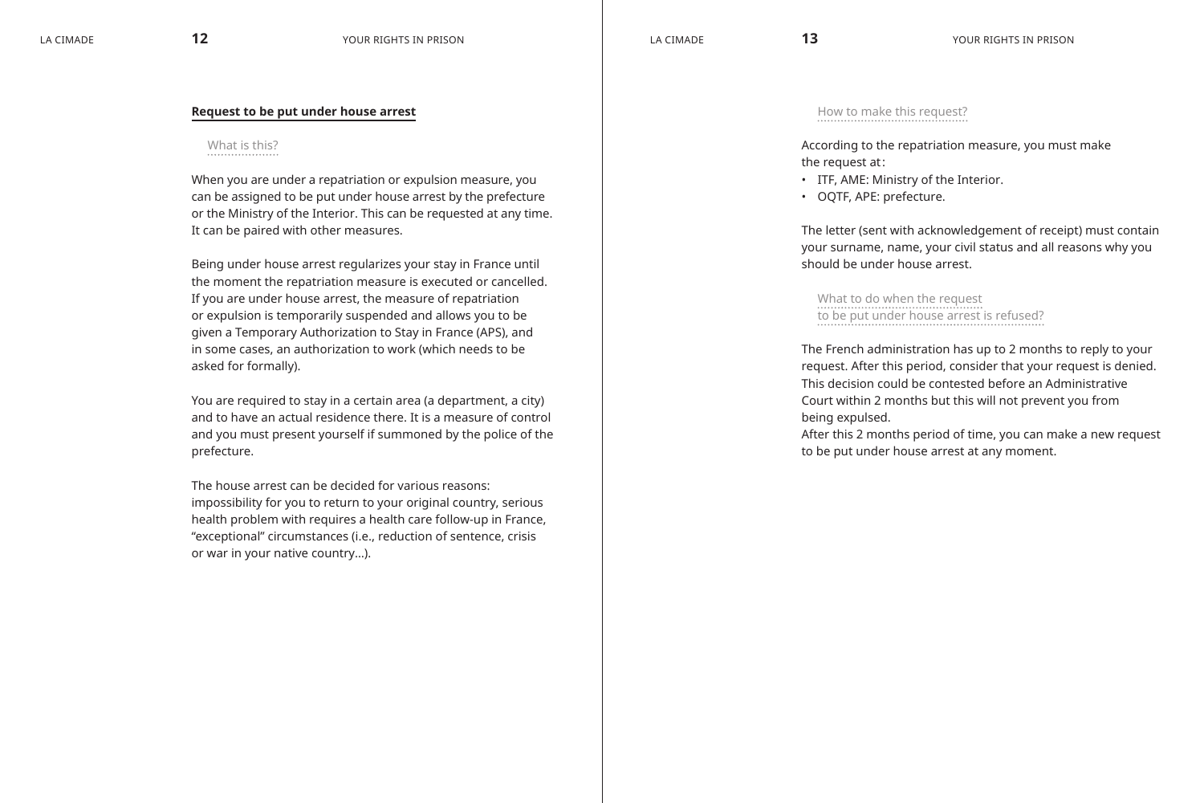## Request to be put under house arrest

### What is this?

When you are under a repatriation or expulsion measure, you can be assigned to be put under house arrest by the prefecture or the Ministry of the Interior. This can be requested at any time. It can be paired with other measures.

Being under house arrest regularizes your stay in France until the moment the repatriation measure is executed or cancelled. If you are under house arrest, the measure of repatriation or expulsion is temporarily suspended and allows you to be given a Temporary Authorization to Stay in France (APS), and in some cases, an authorization to work (which needs to be asked for formally).

You are required to stay in a certain area (a department, a city) and to have an actual residence there. It is a measure of control and you must present yourself if summoned by the police of the prefecture.

The house arrest can be decided for various reasons: impossibility for you to return to your original country, serious health problem with requires a health care follow-up in France, "exceptional" circumstances (i.e., reduction of sentence, crisis or war in your native country...).

### How to make this request?

According to the repatriation measure, you must make the request at :

- ITF, AME: Ministry of the Interior.
- OQTF, APE: prefecture.

The letter (sent with acknowledgement of receipt) must contain your surname, name, your civil status and all reasons why you should be under house arrest.

### What to do when the request to be put under house arrest is refused?

The French administration has up to 2 months to reply to your request. After this period, consider that your request is denied. This decision could be contested before an Administrative Court within 2 months but this will not prevent you from being expulsed.
After this 2 months period of time, you can make a new request to be put under house arrest at any moment.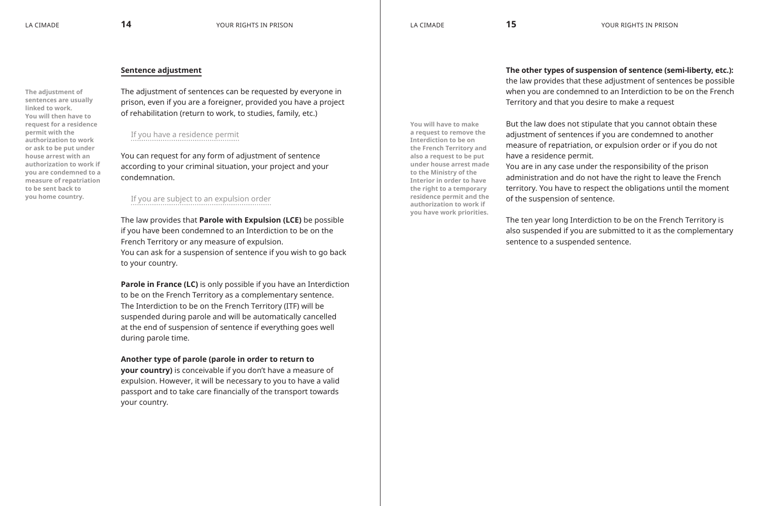## Sentence adjustment

**The adjustment of sentences are usually linked to work. You will then have to request for a residence permit with the authorization to work or ask to be put under house arrest with an authorization to work if you are condemned to a measure of repatriation to be sent back to you home country.**

The adjustment of sentences can be requested by everyone in prison, even if you are a foreigner, provided you have a project of rehabilitation (return to work, to studies, family, etc.)

### If you have a residence permit

You can request for any form of adjustment of sentence according to your criminal situation, your project and your condemnation.

### If you are subject to an expulsion order

The law provides that **Parole with Expulsion (LCE)** be possible if you have been condemned to an Interdiction to be on the French Territory or any measure of expulsion.
You can ask for a suspension of sentence if you wish to go back to your country.

**Parole in France (LC)** is only possible if you have an Interdiction to be on the French Territory as a complementary sentence. The Interdiction to be on the French Territory (ITF) will be suspended during parole and will be automatically cancelled at the end of suspension of sentence if everything goes well during parole time.

**Another type of parole (parole in order to return to your country)** is conceivable if you don't have a measure of expulsion. However, it will be necessary to you to have a valid passport and to take care financially of the transport towards your country.

**You will have to make a request to remove the Interdiction to be on the French Territory and also a request to be put under house arrest made to the Ministry of the Interior in order to have the right to a temporary residence permit and the authorization to work if you have work priorities.**

**The other types of suspension of sentence (semi-liberty, etc.):** the law provides that these adjustment of sentences be possible when you are condemned to an Interdiction to be on the French Territory and that you desire to make a request

But the law does not stipulate that you cannot obtain these adjustment of sentences if you are condemned to another measure of repatriation, or expulsion order or if you do not have a residence permit.
You are in any case under the responsibility of the prison administration and do not have the right to leave the French territory. You have to respect the obligations until the moment of the suspension of sentence.

The ten year long Interdiction to be on the French Territory is also suspended if you are submitted to it as the complementary sentence to a suspended sentence.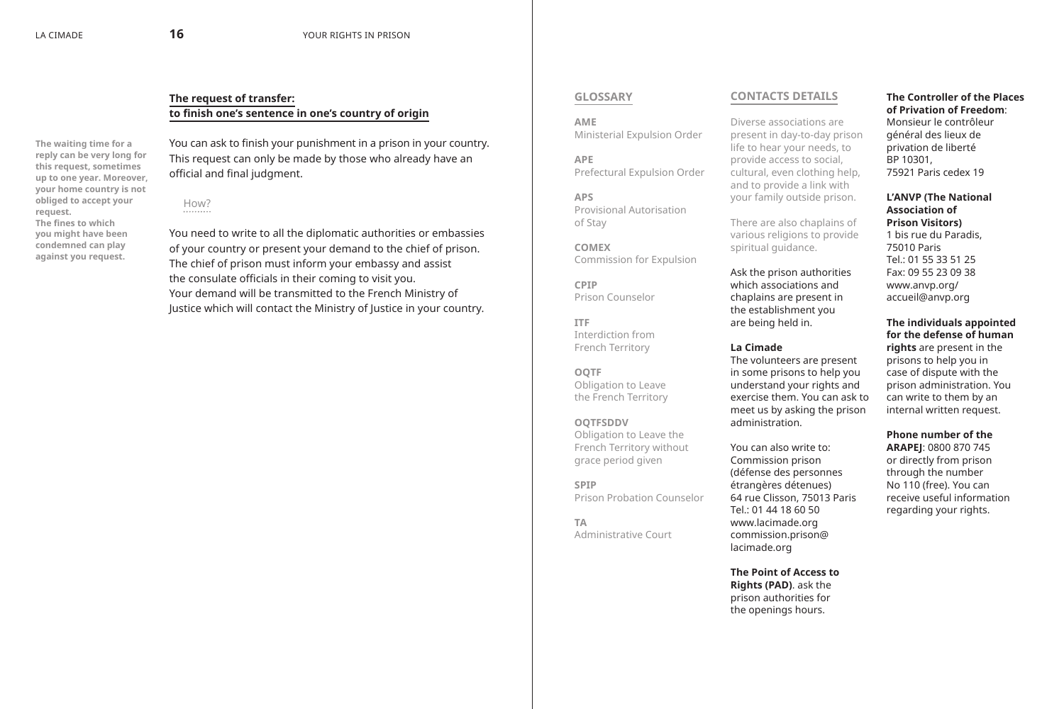## The request of transfer: to finish one's sentence in one's country of origin

**The waiting time for a reply can be very long for this request, sometimes up to one year. Moreover, your home country is not obliged to accept your request. The fines to which you might have been condemned can play against you request.**

You can ask to finish your punishment in a prison in your country. This request can only be made by those who already have an official and final judgment.

### How?

You need to write to all the diplomatic authorities or embassies of your country or present your demand to the chief of prison. The chief of prison must inform your embassy and assist the consulate officials in their coming to visit you. Your demand will be transmitted to the French Ministry of Justice which will contact the Ministry of Justice in your country.

## GLOSSARY

**AME**
Ministerial Expulsion Order

**APE**
Prefectural Expulsion Order

**APS**
Provisional Autorisation of Stay

**COMEX**
Commission for Expulsion

**CPIP**
Prison Counselor

**ITF**
Interdiction from French Territory

**OQTF**
Obligation to Leave the French Territory

**OQTFSDDV**
Obligation to Leave the French Territory without grace period given

**SPIP**
Prison Probation Counselor

**TA**
Administrative Court

## CONTACTS DETAILS

Diverse associations are present in day-to-day prison life to hear your needs, to provide access to social, cultural, even clothing help, and to provide a link with your family outside prison.

There are also chaplains of various religions to provide spiritual guidance.

Ask the prison authorities which associations and chaplains are present in the establishment you are being held in.

**La Cimade**
The volunteers are present in some prisons to help you understand your rights and exercise them. You can ask to meet us by asking the prison administration.

You can also write to:
Commission prison
(défense des personnes étrangères détenues)
64 rue Clisson, 75013 Paris
Tel.: 01 44 18 60 50
www.lacimade.org
commission.prison@lacimade.org

**The Point of Access to Rights (PAD)**. ask the prison authorities for the openings hours.

**The Controller of the Places of Privation of Freedom**:
Monsieur le contrôleur général des lieux de privation de liberté
BP 10301,
75921 Paris cedex 19

**L'ANVP (The National Association of Prison Visitors)**
1 bis rue du Paradis,
75010 Paris
Tel.: 01 55 33 51 25
Fax: 09 55 23 09 38
www.anvp.org/
accueil@anvp.org

**The individuals appointed for the defense of human rights** are present in the prisons to help you in case of dispute with the prison administration. You can write to them by an internal written request.

**Phone number of the ARAPEJ**: 0800 870 745 or directly from prison through the number No 110 (free). You can receive useful information regarding your rights.